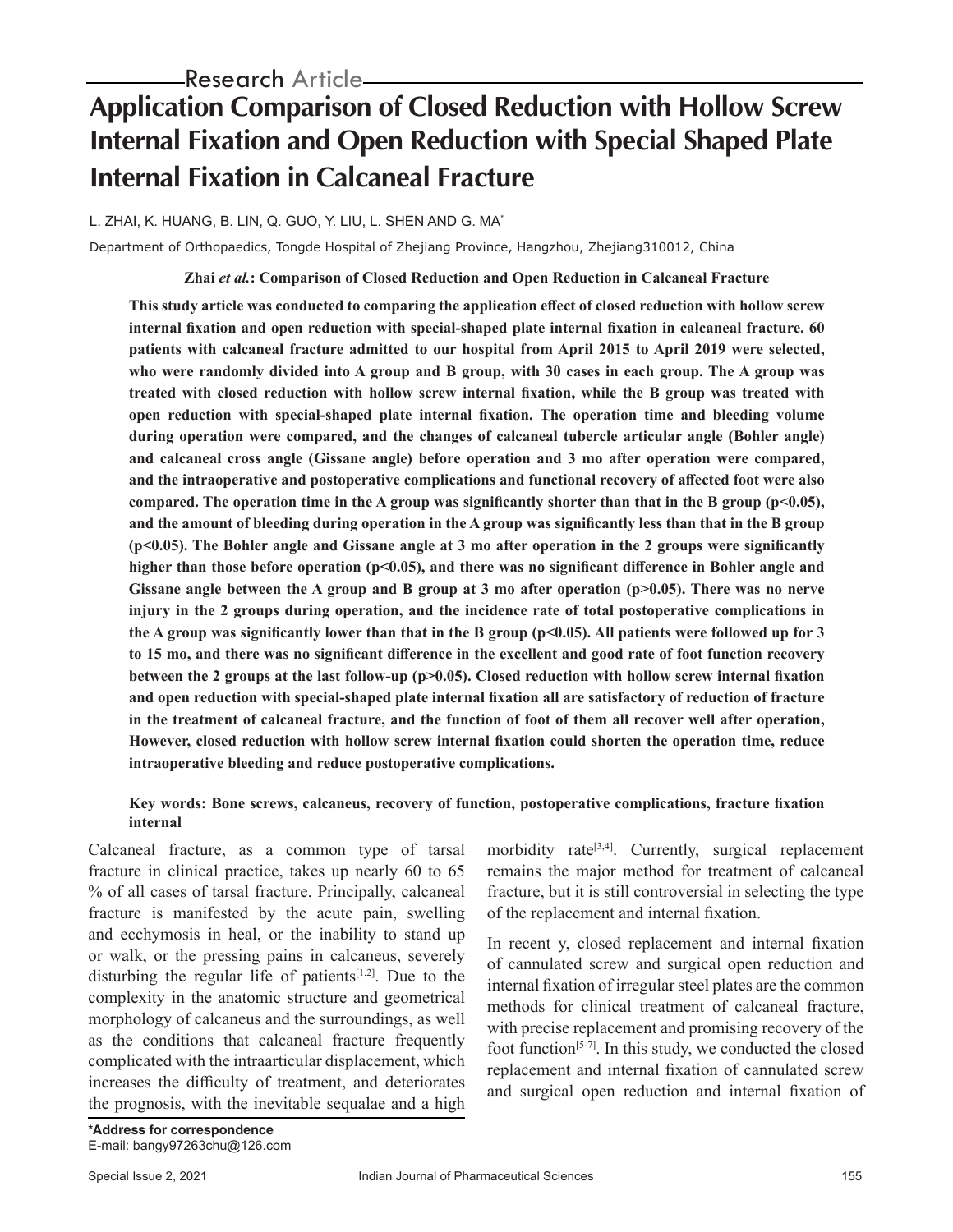Research Article

# Application Comparison of Closed Reduction with Hollow Screw Internal Fixation and Open Reduction with Special Shaped Plate Internal Fixation in Calcaneal Fracture

L. ZHAI, K. HUANG, B. LIN, Q. GUO, Y. LIU, L. SHEN AND G. MA*

Department of Orthopaedics, Tongde Hospital of Zhejiang Province, Hangzhou, Zhejiang310012, China

**Zhai *et al.*: Comparison of Closed Reduction and Open Reduction in Calcaneal Fracture**

**This study article was conducted to comparing the application effect of closed reduction with hollow screw internal fixation and open reduction with special-shaped plate internal fixation in calcaneal fracture. 60 patients with calcaneal fracture admitted to our hospital from April 2015 to April 2019 were selected, who were randomly divided into A group and B group, with 30 cases in each group. The A group was treated with closed reduction with hollow screw internal fixation, while the B group was treated with open reduction with special-shaped plate internal fixation. The operation time and bleeding volume during operation were compared, and the changes of calcaneal tubercle articular angle (Bohler angle) and calcaneal cross angle (Gissane angle) before operation and 3 mo after operation were compared, and the intraoperative and postoperative complications and functional recovery of affected foot were also compared. The operation time in the A group was significantly shorter than that in the B group ($p<0.05$), and the amount of bleeding during operation in the A group was significantly less than that in the B group ($p<0.05$). The Bohler angle and Gissane angle at 3 mo after operation in the 2 groups were significantly higher than those before operation ($p<0.05$), and there was no significant difference in Bohler angle and Gissane angle between the A group and B group at 3 mo after operation ($p>0.05$). There was no nerve injury in the 2 groups during operation, and the incidence rate of total postoperative complications in the A group was significantly lower than that in the B group ($p<0.05$). All patients were followed up for 3 to 15 mo, and there was no significant difference in the excellent and good rate of foot function recovery between the 2 groups at the last follow-up ($p>0.05$). Closed reduction with hollow screw internal fixation and open reduction with special-shaped plate internal fixation all are satisfactory of reduction of fracture in the treatment of calcaneal fracture, and the function of foot of them all recover well after operation, However, closed reduction with hollow screw internal fixation could shorten the operation time, reduce intraoperative bleeding and reduce postoperative complications.**

**Key words: Bone screws, calcaneus, recovery of function, postoperative complications, fracture fixation internal**

Calcaneal fracture, as a common type of tarsal fracture in clinical practice, takes up nearly 60 to 65 % of all cases of tarsal fracture. Principally, calcaneal fracture is manifested by the acute pain, swelling and ecchymosis in heal, or the inability to stand up or walk, or the pressing pains in calcaneus, severely disturbing the regular life of patients[1,2]. Due to the complexity in the anatomic structure and geometrical morphology of calcaneus and the surroundings, as well as the conditions that calcaneal fracture frequently complicated with the intraarticular displacement, which increases the difficulty of treatment, and deteriorates the prognosis, with the inevitable sequalae and a high morbidity rate[3,4]. Currently, surgical replacement remains the major method for treatment of calcaneal fracture, but it is still controversial in selecting the type of the replacement and internal fixation.

In recent y, closed replacement and internal fixation of cannulated screw and surgical open reduction and internal fixation of irregular steel plates are the common methods for clinical treatment of calcaneal fracture, with precise replacement and promising recovery of the foot function[5-7]. In this study, we conducted the closed replacement and internal fixation of cannulated screw and surgical open reduction and internal fixation of

**\*Address for correspondence**
E-mail: bangy97263chu@126.com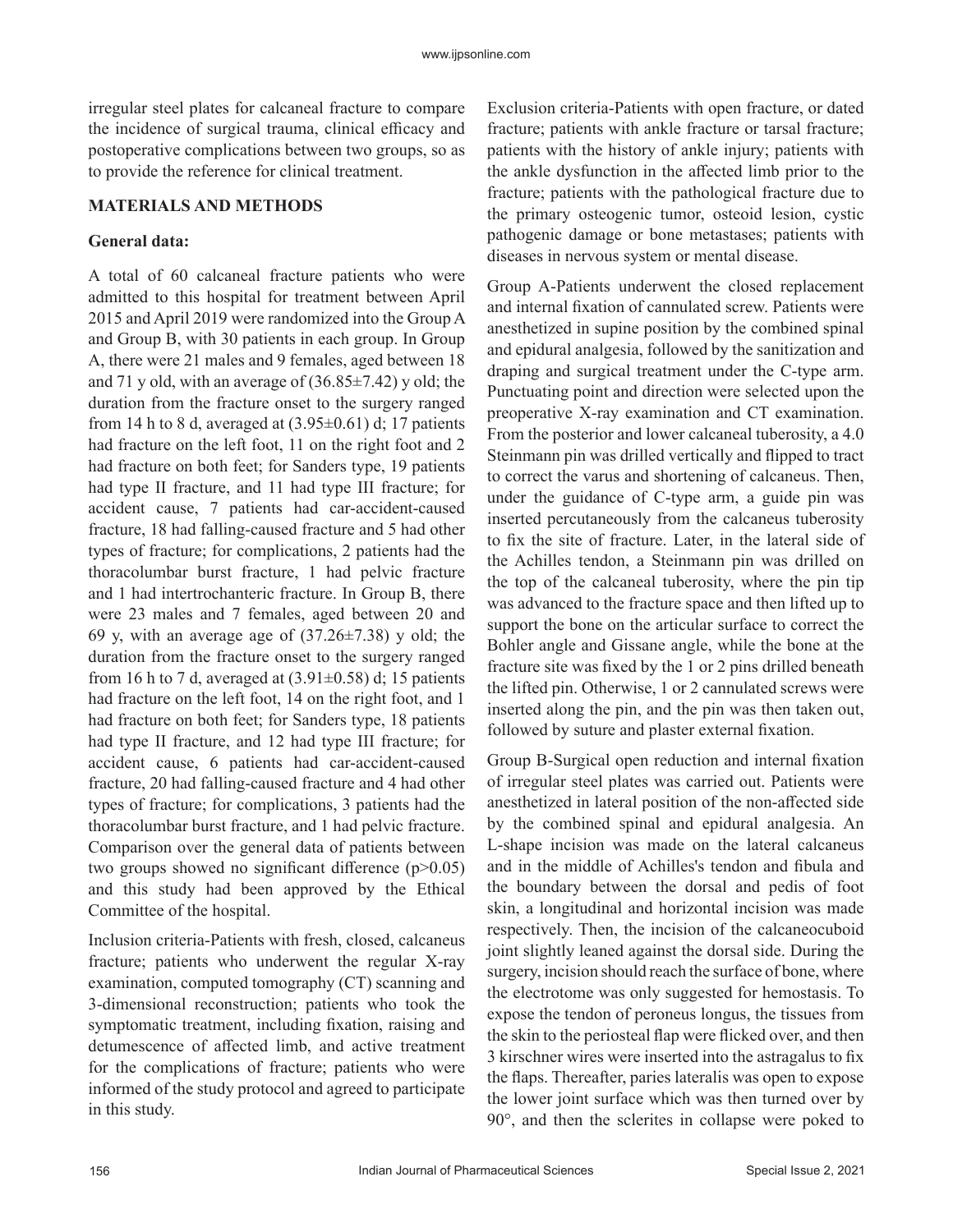irregular steel plates for calcaneal fracture to compare the incidence of surgical trauma, clinical efficacy and postoperative complications between two groups, so as to provide the reference for clinical treatment.

## MATERIALS AND METHODS

### General data:

A total of 60 calcaneal fracture patients who were admitted to this hospital for treatment between April 2015 and April 2019 were randomized into the Group A and Group B, with 30 patients in each group. In Group A, there were 21 males and 9 females, aged between 18 and 71 y old, with an average of ($36.85\pm7.42$) y old; the duration from the fracture onset to the surgery ranged from 14 h to 8 d, averaged at ($3.95\pm0.61$) d; 17 patients had fracture on the left foot, 11 on the right foot and 2 had fracture on both feet; for Sanders type, 19 patients had type II fracture, and 11 had type III fracture; for accident cause, 7 patients had car-accident-caused fracture, 18 had falling-caused fracture and 5 had other types of fracture; for complications, 2 patients had the thoracolumbar burst fracture, 1 had pelvic fracture and 1 had intertrochanteric fracture. In Group B, there were 23 males and 7 females, aged between 20 and 69 y, with an average age of ($37.26\pm7.38$) y old; the duration from the fracture onset to the surgery ranged from 16 h to 7 d, averaged at ($3.91\pm0.58$) d; 15 patients had fracture on the left foot, 14 on the right foot, and 1 had fracture on both feet; for Sanders type, 18 patients had type II fracture, and 12 had type III fracture; for accident cause, 6 patients had car-accident-caused fracture, 20 had falling-caused fracture and 4 had other types of fracture; for complications, 3 patients had the thoracolumbar burst fracture, and 1 had pelvic fracture. Comparison over the general data of patients between two groups showed no significant difference ($p>0.05$) and this study had been approved by the Ethical Committee of the hospital.

Inclusion criteria-Patients with fresh, closed, calcaneus fracture; patients who underwent the regular X-ray examination, computed tomography (CT) scanning and 3-dimensional reconstruction; patients who took the symptomatic treatment, including fixation, raising and detumescence of affected limb, and active treatment for the complications of fracture; patients who were informed of the study protocol and agreed to participate in this study.

Exclusion criteria-Patients with open fracture, or dated fracture; patients with ankle fracture or tarsal fracture; patients with the history of ankle injury; patients with the ankle dysfunction in the affected limb prior to the fracture; patients with the pathological fracture due to the primary osteogenic tumor, osteoid lesion, cystic pathogenic damage or bone metastases; patients with diseases in nervous system or mental disease.

Group A-Patients underwent the closed replacement and internal fixation of cannulated screw. Patients were anesthetized in supine position by the combined spinal and epidural analgesia, followed by the sanitization and draping and surgical treatment under the C-type arm. Punctuating point and direction were selected upon the preoperative X-ray examination and CT examination. From the posterior and lower calcaneal tuberosity, a 4.0 Steinmann pin was drilled vertically and flipped to tract to correct the varus and shortening of calcaneus. Then, under the guidance of C-type arm, a guide pin was inserted percutaneously from the calcaneus tuberosity to fix the site of fracture. Later, in the lateral side of the Achilles tendon, a Steinmann pin was drilled on the top of the calcaneal tuberosity, where the pin tip was advanced to the fracture space and then lifted up to support the bone on the articular surface to correct the Bohler angle and Gissane angle, while the bone at the fracture site was fixed by the 1 or 2 pins drilled beneath the lifted pin. Otherwise, 1 or 2 cannulated screws were inserted along the pin, and the pin was then taken out, followed by suture and plaster external fixation.

Group B-Surgical open reduction and internal fixation of irregular steel plates was carried out. Patients were anesthetized in lateral position of the non-affected side by the combined spinal and epidural analgesia. An L-shape incision was made on the lateral calcaneus and in the middle of Achilles's tendon and fibula and the boundary between the dorsal and pedis of foot skin, a longitudinal and horizontal incision was made respectively. Then, the incision of the calcaneocuboid joint slightly leaned against the dorsal side. During the surgery, incision should reach the surface of bone, where the electrotome was only suggested for hemostasis. To expose the tendon of peroneus longus, the tissues from the skin to the periosteal flap were flicked over, and then 3 kirschner wires were inserted into the astragalus to fix the flaps. Thereafter, paries lateralis was open to expose the lower joint surface which was then turned over by 90°, and then the sclerites in collapse were poked to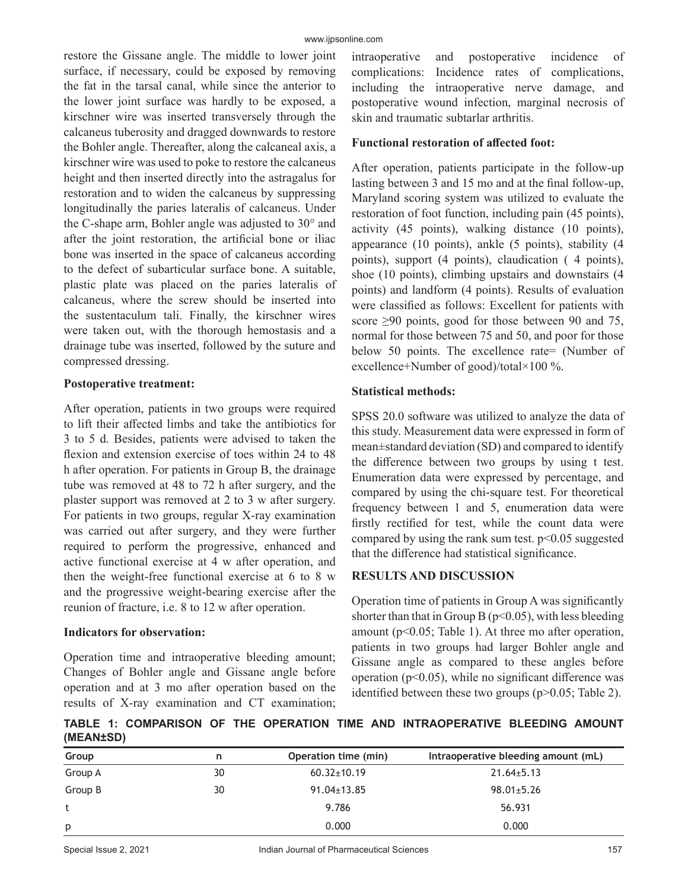restore the Gissane angle. The middle to lower joint surface, if necessary, could be exposed by removing the fat in the tarsal canal, while since the anterior to the lower joint surface was hardly to be exposed, a kirschner wire was inserted transversely through the calcaneus tuberosity and dragged downwards to restore the Bohler angle. Thereafter, along the calcaneal axis, a kirschner wire was used to poke to restore the calcaneus height and then inserted directly into the astragalus for restoration and to widen the calcaneus by suppressing longitudinally the paries lateralis of calcaneus. Under the C-shape arm, Bohler angle was adjusted to 30° and after the joint restoration, the artificial bone or iliac bone was inserted in the space of calcaneus according to the defect of subarticular surface bone. A suitable, plastic plate was placed on the paries lateralis of calcaneus, where the screw should be inserted into the sustentaculum tali. Finally, the kirschner wires were taken out, with the thorough hemostasis and a drainage tube was inserted, followed by the suture and compressed dressing.

**Postoperative treatment:**

After operation, patients in two groups were required to lift their affected limbs and take the antibiotics for 3 to 5 d. Besides, patients were advised to taken the flexion and extension exercise of toes within 24 to 48 h after operation. For patients in Group B, the drainage tube was removed at 48 to 72 h after surgery, and the plaster support was removed at 2 to 3 w after surgery. For patients in two groups, regular X-ray examination was carried out after surgery, and they were further required to perform the progressive, enhanced and active functional exercise at 4 w after operation, and then the weight-free functional exercise at 6 to 8 w and the progressive weight-bearing exercise after the reunion of fracture, i.e. 8 to 12 w after operation.

**Indicators for observation:**

Operation time and intraoperative bleeding amount; Changes of Bohler angle and Gissane angle before operation and at 3 mo after operation based on the results of X-ray examination and CT examination; intraoperative and postoperative incidence of complications: Incidence rates of complications, including the intraoperative nerve damage, and postoperative wound infection, marginal necrosis of skin and traumatic subtarlar arthritis.

**Functional restoration of affected foot:**

After operation, patients participate in the follow-up lasting between 3 and 15 mo and at the final follow-up, Maryland scoring system was utilized to evaluate the restoration of foot function, including pain (45 points), activity (45 points), walking distance (10 points), appearance (10 points), ankle (5 points), stability (4 points), support (4 points), claudication ( 4 points), shoe (10 points), climbing upstairs and downstairs (4 points) and landform (4 points). Results of evaluation were classified as follows: Excellent for patients with score ≥90 points, good for those between 90 and 75, normal for those between 75 and 50, and poor for those below 50 points. The excellence rate= (Number of excellence+Number of good)/total×100 %.

**Statistical methods:**

SPSS 20.0 software was utilized to analyze the data of this study. Measurement data were expressed in form of mean±standard deviation (SD) and compared to identify the difference between two groups by using t test. Enumeration data were expressed by percentage, and compared by using the chi-square test. For theoretical frequency between 1 and 5, enumeration data were firstly rectified for test, while the count data were compared by using the rank sum test. $p<0.05$ suggested that the difference had statistical significance.

## RESULTS AND DISCUSSION

Operation time of patients in Group A was significantly shorter than that in Group B ($p<0.05$), with less bleeding amount ($p<0.05$; Table 1). At three mo after operation, patients in two groups had larger Bohler angle and Gissane angle as compared to these angles before operation ($p<0.05$), while no significant difference was identified between these two groups ($p>0.05$; Table 2).

**TABLE 1: COMPARISON OF THE OPERATION TIME AND INTRAOPERATIVE BLEEDING AMOUNT (MEAN±SD)**

| Group | n | Operation time (min) | Intraoperative bleeding amount (mL) |
|---|---|---|---|
| Group A | 30 | 60.32±10.19 | 21.64±5.13 |
| Group B | 30 | 91.04±13.85 | 98.01±5.26 |
| t | | 9.786 | 56.931 |
| p | | 0.000 | 0.000 |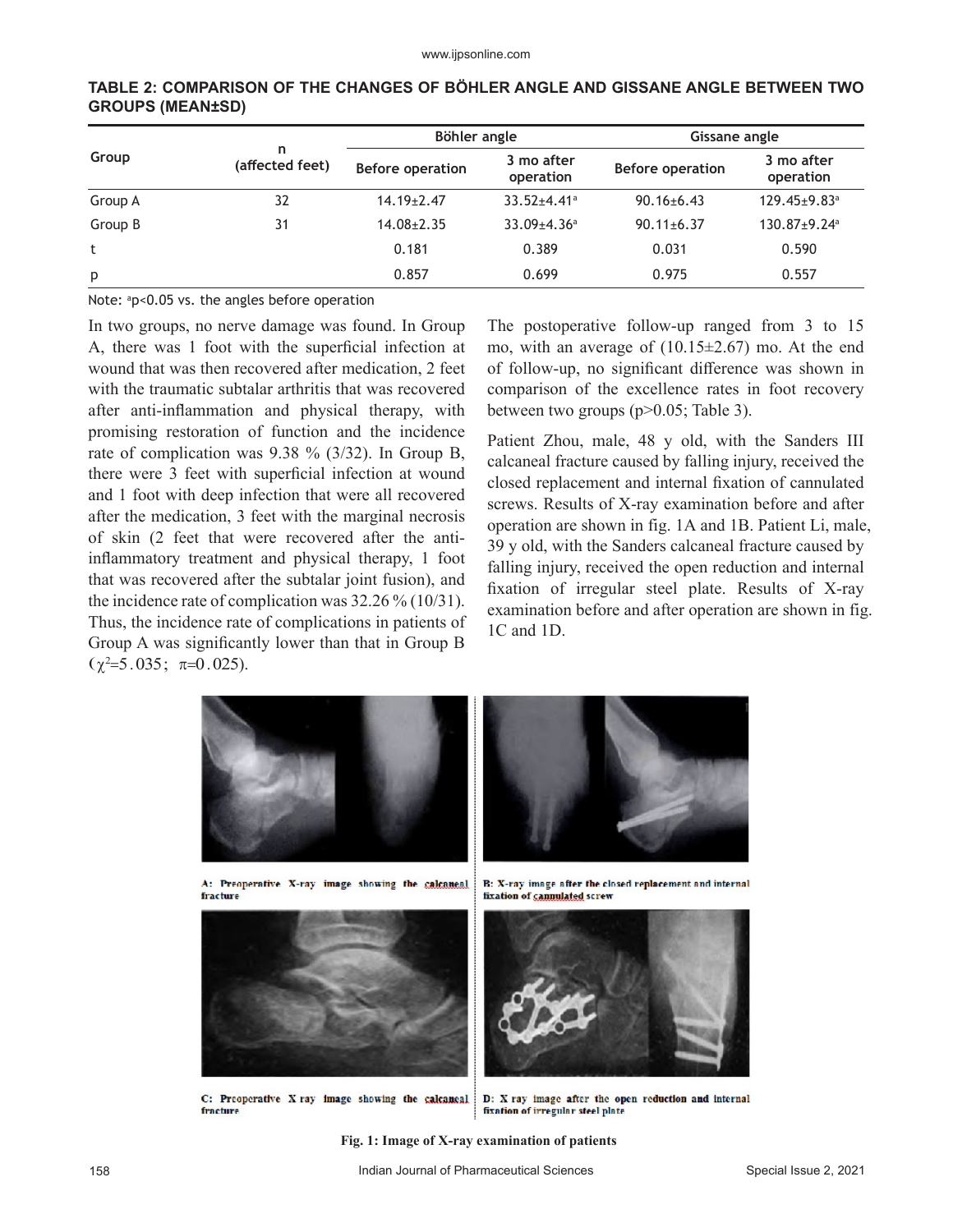**TABLE 2: COMPARISON OF THE CHANGES OF BÖHLER ANGLE AND GISSANE ANGLE BETWEEN TWO GROUPS (MEAN±SD)**

| Group | n (affected feet) | Böhler angle | | Gissane angle | |
|---|---|---|---|---|---|
| | | Before operation | 3 mo after operation | Before operation | 3 mo after operation |
| Group A | 32 | 14.19±2.47 | 33.52±4.41[a] | 90.16±6.43 | 129.45±9.83[a] |
| Group B | 31 | 14.08±2.35 | 33.09±4.36[a] | 90.11±6.37 | 130.87±9.24[a] |
| t | | 0.181 | 0.389 | 0.031 | 0.590 |
| p | | 0.857 | 0.699 | 0.975 | 0.557 |

Note: [a]$p<0.05$ vs. the angles before operation

In two groups, no nerve damage was found. In Group A, there was 1 foot with the superficial infection at wound that was then recovered after medication, 2 feet with the traumatic subtalar arthritis that was recovered after anti-inflammation and physical therapy, with promising restoration of function and the incidence rate of complication was 9.38 % (3/32). In Group B, there were 3 feet with superficial infection at wound and 1 foot with deep infection that were all recovered after the medication, 3 feet with the marginal necrosis of skin (2 feet that were recovered after the anti-inflammatory treatment and physical therapy, 1 foot that was recovered after the subtalar joint fusion), and the incidence rate of complication was 32.26 % (10/31). Thus, the incidence rate of complications in patients of Group A was significantly lower than that in Group B ($\chi^2$=5.035; $\pi$=0.025).

The postoperative follow-up ranged from 3 to 15 mo, with an average of (10.15±2.67) mo. At the end of follow-up, no significant difference was shown in comparison of the excellence rates in foot recovery between two groups ($p>0.05$; Table 3).

Patient Zhou, male, 48 y old, with the Sanders III calcaneal fracture caused by falling injury, received the closed replacement and internal fixation of cannulated screws. Results of X-ray examination before and after operation are shown in fig. 1A and 1B. Patient Li, male, 39 y old, with the Sanders calcaneal fracture caused by falling injury, received the open reduction and internal fixation of irregular steel plate. Results of X-ray examination before and after operation are shown in fig. 1C and 1D.

A: Preoperative X-ray image showing the calcaneal fracture

B: X-ray image after the closed replacement and internal fixation of cannulated screw

C: Preoperative X ray image showing the calcaneal fracture

D: X ray image after the open reduction and internal fixation of irregular steel plate

**Fig. 1: Image of X-ray examination of patients**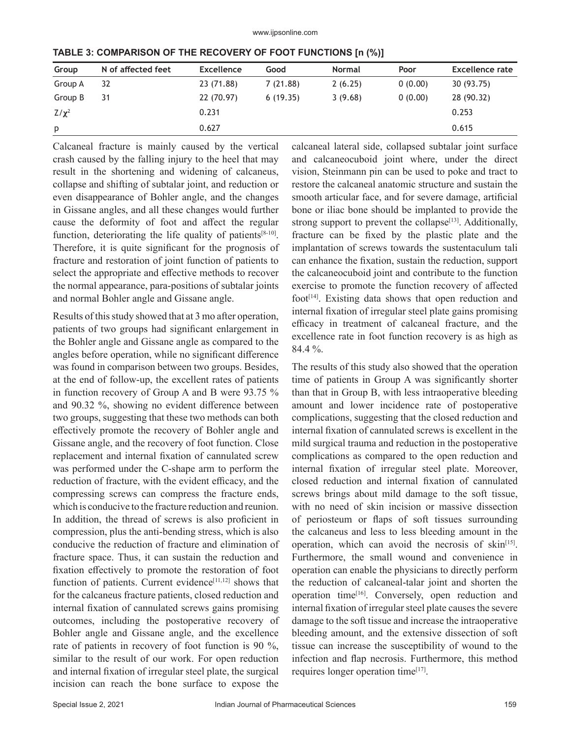**TABLE 3: COMPARISON OF THE RECOVERY OF FOOT FUNCTIONS [n (%)]**

| Group | N of affected feet | Excellence | Good | Normal | Poor | Excellence rate |
|---|---|---|---|---|---|---|
| Group A | 32 | 23 (71.88) | 7 (21.88) | 2 (6.25) | 0 (0.00) | 30 (93.75) |
| Group B | 31 | 22 (70.97) | 6 (19.35) | 3 (9.68) | 0 (0.00) | 28 (90.32) |
| $Z/\chi^2$ | | 0.231 | | | | 0.253 |
| p | | 0.627 | | | | 0.615 |

Calcaneal fracture is mainly caused by the vertical crash caused by the falling injury to the heel that may result in the shortening and widening of calcaneus, collapse and shifting of subtalar joint, and reduction or even disappearance of Bohler angle, and the changes in Gissane angles, and all these changes would further cause the deformity of foot and affect the regular function, deteriorating the life quality of patients[8-10]. Therefore, it is quite significant for the prognosis of fracture and restoration of joint function of patients to select the appropriate and effective methods to recover the normal appearance, para-positions of subtalar joints and normal Bohler angle and Gissane angle.

Results of this study showed that at 3 mo after operation, patients of two groups had significant enlargement in the Bohler angle and Gissane angle as compared to the angles before operation, while no significant difference was found in comparison between two groups. Besides, at the end of follow-up, the excellent rates of patients in function recovery of Group A and B were 93.75 % and 90.32 %, showing no evident difference between two groups, suggesting that these two methods can both effectively promote the recovery of Bohler angle and Gissane angle, and the recovery of foot function. Close replacement and internal fixation of cannulated screw was performed under the C-shape arm to perform the reduction of fracture, with the evident efficacy, and the compressing screws can compress the fracture ends, which is conducive to the fracture reduction and reunion. In addition, the thread of screws is also proficient in compression, plus the anti-bending stress, which is also conducive the reduction of fracture and elimination of fracture space. Thus, it can sustain the reduction and fixation effectively to promote the restoration of foot function of patients. Current evidence[11,12] shows that for the calcaneus fracture patients, closed reduction and internal fixation of cannulated screws gains promising outcomes, including the postoperative recovery of Bohler angle and Gissane angle, and the excellence rate of patients in recovery of foot function is 90 %, similar to the result of our work. For open reduction and internal fixation of irregular steel plate, the surgical incision can reach the bone surface to expose the calcaneal lateral side, collapsed subtalar joint surface and calcaneocuboid joint where, under the direct vision, Steinmann pin can be used to poke and tract to restore the calcaneal anatomic structure and sustain the smooth articular face, and for severe damage, artificial bone or iliac bone should be implanted to provide the strong support to prevent the collapse[13]. Additionally, fracture can be fixed by the plastic plate and the implantation of screws towards the sustentaculum tali can enhance the fixation, sustain the reduction, support the calcaneocuboid joint and contribute to the function exercise to promote the function recovery of affected foot[14]. Existing data shows that open reduction and internal fixation of irregular steel plate gains promising efficacy in treatment of calcaneal fracture, and the excellence rate in foot function recovery is as high as 84.4 %.

The results of this study also showed that the operation time of patients in Group A was significantly shorter than that in Group B, with less intraoperative bleeding amount and lower incidence rate of postoperative complications, suggesting that the closed reduction and internal fixation of cannulated screws is excellent in the mild surgical trauma and reduction in the postoperative complications as compared to the open reduction and internal fixation of irregular steel plate. Moreover, closed reduction and internal fixation of cannulated screws brings about mild damage to the soft tissue, with no need of skin incision or massive dissection of periosteum or flaps of soft tissues surrounding the calcaneus and less to less bleeding amount in the operation, which can avoid the necrosis of skin[15]. Furthermore, the small wound and convenience in operation can enable the physicians to directly perform the reduction of calcaneal-talar joint and shorten the operation time[16]. Conversely, open reduction and internal fixation of irregular steel plate causes the severe damage to the soft tissue and increase the intraoperative bleeding amount, and the extensive dissection of soft tissue can increase the susceptibility of wound to the infection and flap necrosis. Furthermore, this method requires longer operation time[17].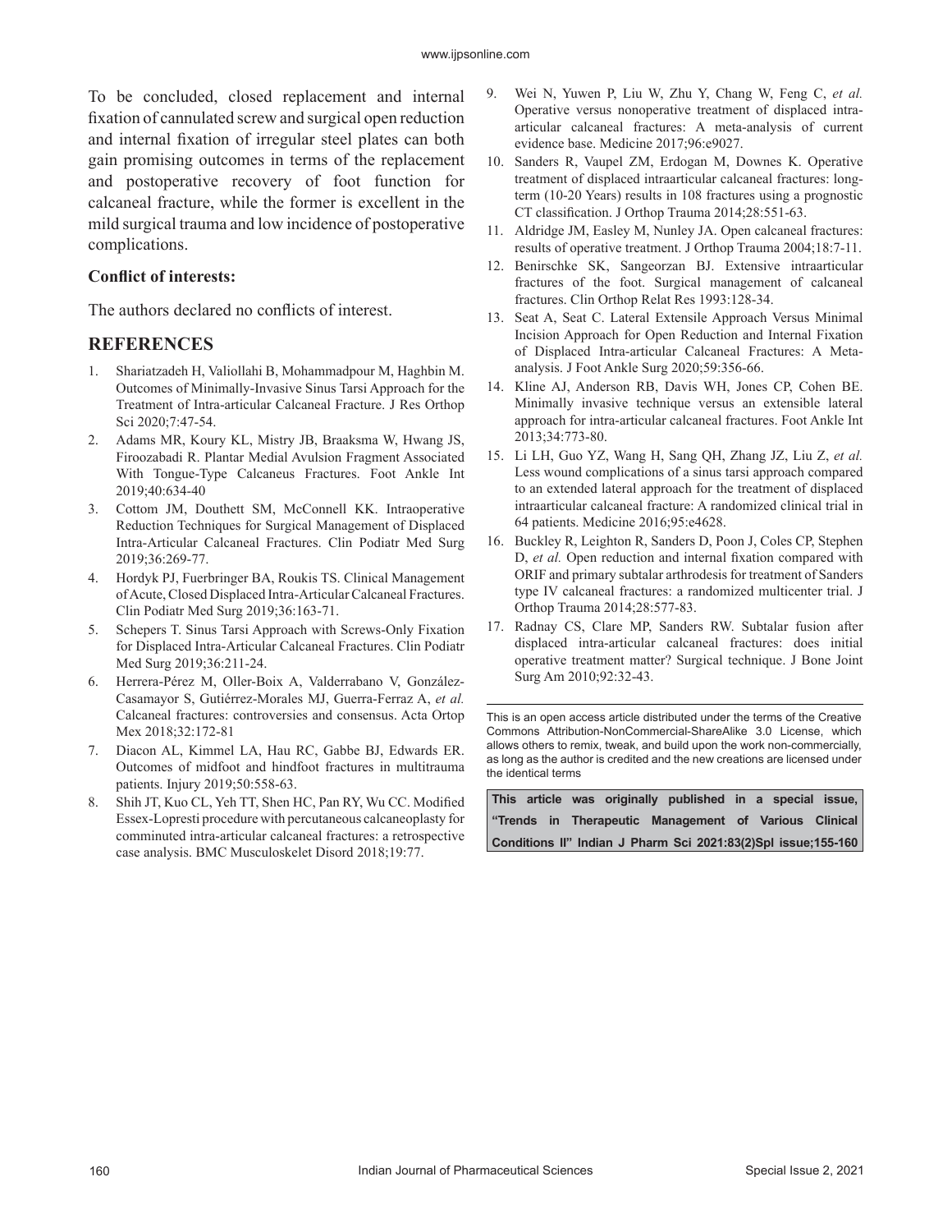To be concluded, closed replacement and internal fixation of cannulated screw and surgical open reduction and internal fixation of irregular steel plates can both gain promising outcomes in terms of the replacement and postoperative recovery of foot function for calcaneal fracture, while the former is excellent in the mild surgical trauma and low incidence of postoperative complications.

**Conflict of interests:**

The authors declared no conflicts of interest.

## REFERENCES

1. Shariatzadeh H, Valiollahi B, Mohammadpour M, Haghbin M. Outcomes of Minimally-Invasive Sinus Tarsi Approach for the Treatment of Intra-articular Calcaneal Fracture. J Res Orthop Sci 2020;7:47-54.
2. Adams MR, Koury KL, Mistry JB, Braaksma W, Hwang JS, Firoozabadi R. Plantar Medial Avulsion Fragment Associated With Tongue-Type Calcaneus Fractures. Foot Ankle Int 2019;40:634-40
3. Cottom JM, Douthett SM, McConnell KK. Intraoperative Reduction Techniques for Surgical Management of Displaced Intra-Articular Calcaneal Fractures. Clin Podiatr Med Surg 2019;36:269-77.
4. Hordyk PJ, Fuerbringer BA, Roukis TS. Clinical Management of Acute, Closed Displaced Intra-Articular Calcaneal Fractures. Clin Podiatr Med Surg 2019;36:163-71.
5. Schepers T. Sinus Tarsi Approach with Screws-Only Fixation for Displaced Intra-Articular Calcaneal Fractures. Clin Podiatr Med Surg 2019;36:211-24.
6. Herrera-Pérez M, Oller-Boix A, Valderrabano V, González-Casamayor S, Gutiérrez-Morales MJ, Guerra-Ferraz A, *et al.* Calcaneal fractures: controversies and consensus. Acta Ortop Mex 2018;32:172-81
7. Diacon AL, Kimmel LA, Hau RC, Gabbe BJ, Edwards ER. Outcomes of midfoot and hindfoot fractures in multitrauma patients. Injury 2019;50:558-63.
8. Shih JT, Kuo CL, Yeh TT, Shen HC, Pan RY, Wu CC. Modified Essex-Lopresti procedure with percutaneous calcaneoplasty for comminuted intra-articular calcaneal fractures: a retrospective case analysis. BMC Musculoskelet Disord 2018;19:77.
9. Wei N, Yuwen P, Liu W, Zhu Y, Chang W, Feng C, *et al.* Operative versus nonoperative treatment of displaced intra-articular calcaneal fractures: A meta-analysis of current evidence base. Medicine 2017;96:e9027.
10. Sanders R, Vaupel ZM, Erdogan M, Downes K. Operative treatment of displaced intraarticular calcaneal fractures: long-term (10-20 Years) results in 108 fractures using a prognostic CT classification. J Orthop Trauma 2014;28:551-63.
11. Aldridge JM, Easley M, Nunley JA. Open calcaneal fractures: results of operative treatment. J Orthop Trauma 2004;18:7-11.
12. Benirschke SK, Sangeorzan BJ. Extensive intraarticular fractures of the foot. Surgical management of calcaneal fractures. Clin Orthop Relat Res 1993:128-34.
13. Seat A, Seat C. Lateral Extensile Approach Versus Minimal Incision Approach for Open Reduction and Internal Fixation of Displaced Intra-articular Calcaneal Fractures: A Meta-analysis. J Foot Ankle Surg 2020;59:356-66.
14. Kline AJ, Anderson RB, Davis WH, Jones CP, Cohen BE. Minimally invasive technique versus an extensible lateral approach for intra-articular calcaneal fractures. Foot Ankle Int 2013;34:773-80.
15. Li LH, Guo YZ, Wang H, Sang QH, Zhang JZ, Liu Z, *et al.* Less wound complications of a sinus tarsi approach compared to an extended lateral approach for the treatment of displaced intraarticular calcaneal fracture: A randomized clinical trial in 64 patients. Medicine 2016;95:e4628.
16. Buckley R, Leighton R, Sanders D, Poon J, Coles CP, Stephen D, *et al.* Open reduction and internal fixation compared with ORIF and primary subtalar arthrodesis for treatment of Sanders type IV calcaneal fractures: a randomized multicenter trial. J Orthop Trauma 2014;28:577-83.
17. Radnay CS, Clare MP, Sanders RW. Subtalar fusion after displaced intra-articular calcaneal fractures: does initial operative treatment matter? Surgical technique. J Bone Joint Surg Am 2010;92:32-43.

This is an open access article distributed under the terms of the Creative Commons Attribution-NonCommercial-ShareAlike 3.0 License, which allows others to remix, tweak, and build upon the work non-commercially, as long as the author is credited and the new creations are licensed under the identical terms

**This article was originally published in a special issue, "Trends in Therapeutic Management of Various Clinical Conditions II" Indian J Pharm Sci 2021:83(2)Spl issue;155-160**